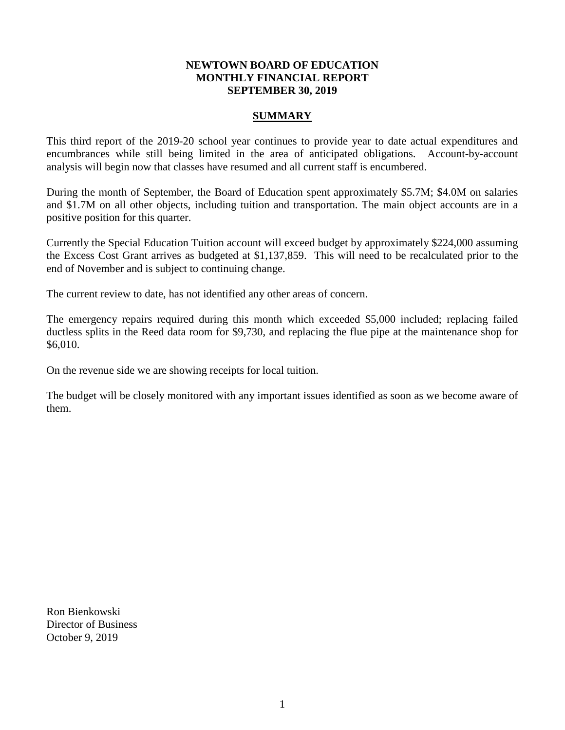# NEWTOWN BOARD OF EDUCATION
# MONTHLY FINANCIAL REPORT
# SEPTEMBER 30, 2019

## SUMMARY

This third report of the 2019-20 school year continues to provide year to date actual expenditures and encumbrances while still being limited in the area of anticipated obligations. Account-by-account analysis will begin now that classes have resumed and all current staff is encumbered.

During the month of September, the Board of Education spent approximately $5.7M; $4.0M on salaries and $1.7M on all other objects, including tuition and transportation. The main object accounts are in a positive position for this quarter.

Currently the Special Education Tuition account will exceed budget by approximately $224,000 assuming the Excess Cost Grant arrives as budgeted at $1,137,859. This will need to be recalculated prior to the end of November and is subject to continuing change.

The current review to date, has not identified any other areas of concern.

The emergency repairs required during this month which exceeded $5,000 included; replacing failed ductless splits in the Reed data room for $9,730, and replacing the flue pipe at the maintenance shop for $6,010.

On the revenue side we are showing receipts for local tuition.

The budget will be closely monitored with any important issues identified as soon as we become aware of them.

Ron Bienkowski
Director of Business
October 9, 2019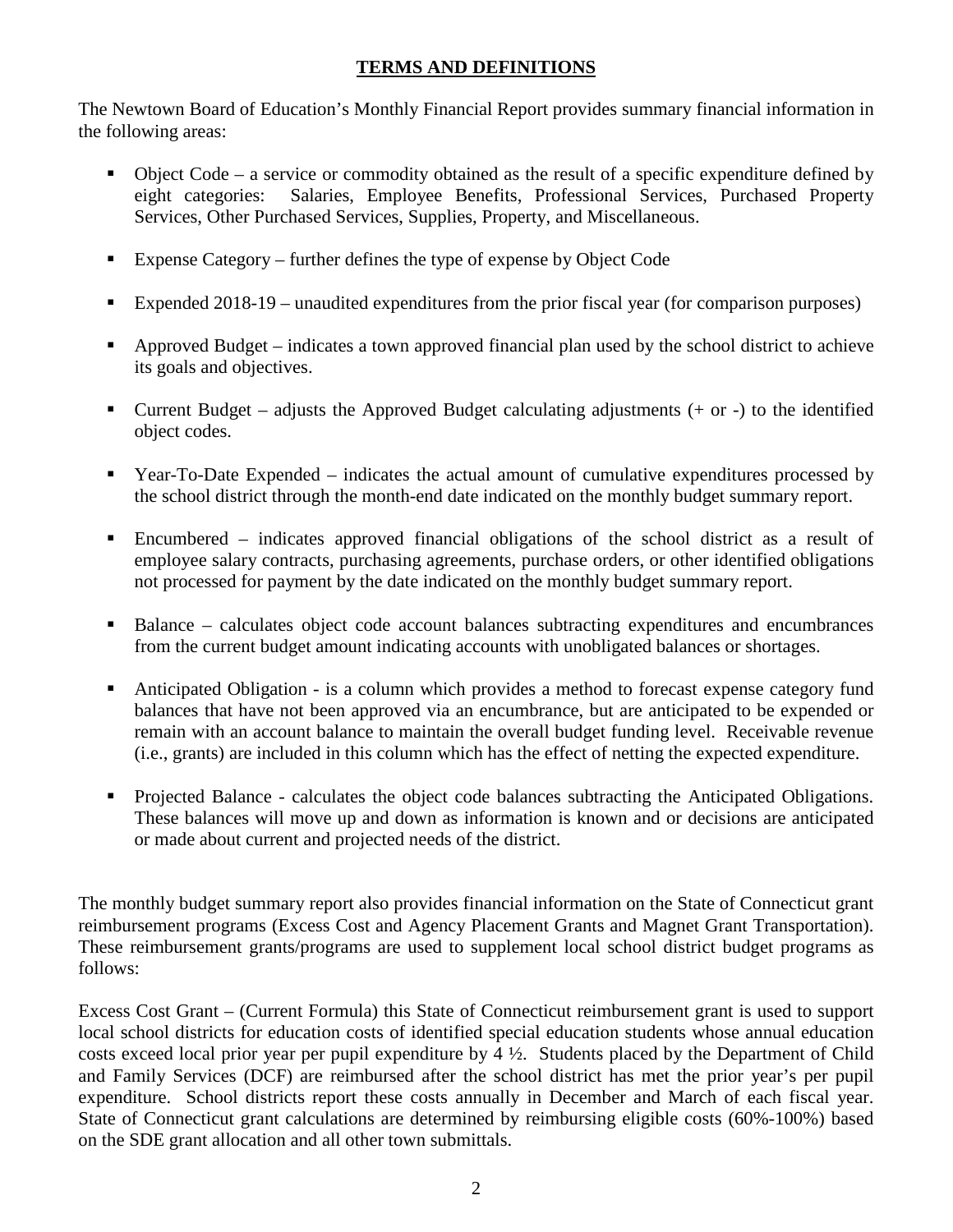## TERMS AND DEFINITIONS

The Newtown Board of Education's Monthly Financial Report provides summary financial information in the following areas:

- Object Code – a service or commodity obtained as the result of a specific expenditure defined by eight categories: Salaries, Employee Benefits, Professional Services, Purchased Property Services, Other Purchased Services, Supplies, Property, and Miscellaneous.
- Expense Category – further defines the type of expense by Object Code
- Expended 2018-19 – unaudited expenditures from the prior fiscal year (for comparison purposes)
- Approved Budget – indicates a town approved financial plan used by the school district to achieve its goals and objectives.
- Current Budget – adjusts the Approved Budget calculating adjustments (+ or -) to the identified object codes.
- Year-To-Date Expended – indicates the actual amount of cumulative expenditures processed by the school district through the month-end date indicated on the monthly budget summary report.
- Encumbered – indicates approved financial obligations of the school district as a result of employee salary contracts, purchasing agreements, purchase orders, or other identified obligations not processed for payment by the date indicated on the monthly budget summary report.
- Balance – calculates object code account balances subtracting expenditures and encumbrances from the current budget amount indicating accounts with unobligated balances or shortages.
- Anticipated Obligation - is a column which provides a method to forecast expense category fund balances that have not been approved via an encumbrance, but are anticipated to be expended or remain with an account balance to maintain the overall budget funding level. Receivable revenue (i.e., grants) are included in this column which has the effect of netting the expected expenditure.
- Projected Balance - calculates the object code balances subtracting the Anticipated Obligations. These balances will move up and down as information is known and or decisions are anticipated or made about current and projected needs of the district.

The monthly budget summary report also provides financial information on the State of Connecticut grant reimbursement programs (Excess Cost and Agency Placement Grants and Magnet Grant Transportation). These reimbursement grants/programs are used to supplement local school district budget programs as follows:

Excess Cost Grant – (Current Formula) this State of Connecticut reimbursement grant is used to support local school districts for education costs of identified special education students whose annual education costs exceed local prior year per pupil expenditure by 4 ½. Students placed by the Department of Child and Family Services (DCF) are reimbursed after the school district has met the prior year's per pupil expenditure. School districts report these costs annually in December and March of each fiscal year. State of Connecticut grant calculations are determined by reimbursing eligible costs (60%-100%) based on the SDE grant allocation and all other town submittals.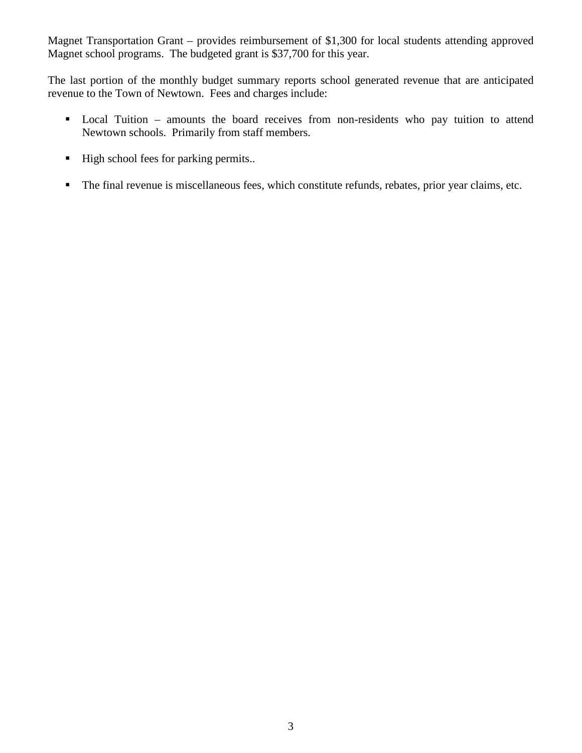Magnet Transportation Grant – provides reimbursement of $1,300 for local students attending approved Magnet school programs. The budgeted grant is $37,700 for this year.

The last portion of the monthly budget summary reports school generated revenue that are anticipated revenue to the Town of Newtown. Fees and charges include:

- Local Tuition – amounts the board receives from non-residents who pay tuition to attend Newtown schools. Primarily from staff members.
- High school fees for parking permits..
- The final revenue is miscellaneous fees, which constitute refunds, rebates, prior year claims, etc.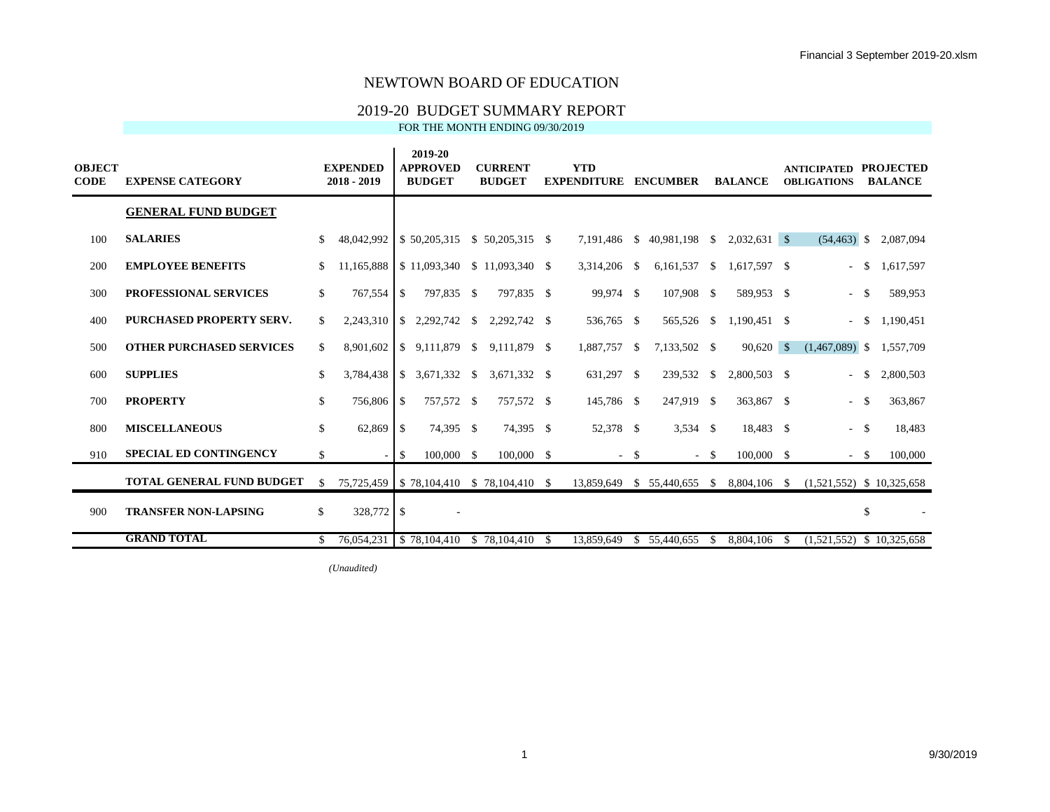# NEWTOWN BOARD OF EDUCATION

## 2019-20 BUDGET SUMMARY REPORT

FOR THE MONTH ENDING 09/30/2019

| OBJECT CODE | EXPENSE CATEGORY | EXPENDED 2018 - 2019 | 2019-20 APPROVED BUDGET | CURRENT BUDGET | YTD EXPENDITURE | ENCUMBER | BALANCE | ANTICIPATED OBLIGATIONS | PROJECTED BALANCE |
|---|---|---|---|---|---|---|---|---|---|
| | **GENERAL FUND BUDGET** | | | | | | | | |
| 100 | **SALARIES** | $ 48,042,992 | $ 50,205,315 | $ 50,205,315 | $ 7,191,486 | $ 40,981,198 | $ 2,032,631 | $ (54,463) | $ 2,087,094 |
| 200 | **EMPLOYEE BENEFITS** | $ 11,165,888 | $ 11,093,340 | $ 11,093,340 | $ 3,314,206 | $ 6,161,537 | $ 1,617,597 | $ - | $ 1,617,597 |
| 300 | **PROFESSIONAL SERVICES** | $ 767,554 | $ 797,835 | $ 797,835 | $ 99,974 | $ 107,908 | $ 589,953 | $ - | $ 589,953 |
| 400 | **PURCHASED PROPERTY SERV.** | $ 2,243,310 | $ 2,292,742 | $ 2,292,742 | $ 536,765 | $ 565,526 | $ 1,190,451 | $ - | $ 1,190,451 |
| 500 | **OTHER PURCHASED SERVICES** | $ 8,901,602 | $ 9,111,879 | $ 9,111,879 | $ 1,887,757 | $ 7,133,502 | $ 90,620 | $ (1,467,089) | $ 1,557,709 |
| 600 | **SUPPLIES** | $ 3,784,438 | $ 3,671,332 | $ 3,671,332 | $ 631,297 | $ 239,532 | $ 2,800,503 | $ - | $ 2,800,503 |
| 700 | **PROPERTY** | $ 756,806 | $ 757,572 | $ 757,572 | $ 145,786 | $ 247,919 | $ 363,867 | $ - | $ 363,867 |
| 800 | **MISCELLANEOUS** | $ 62,869 | $ 74,395 | $ 74,395 | $ 52,378 | $ 3,534 | $ 18,483 | $ - | $ 18,483 |
| 910 | **SPECIAL ED CONTINGENCY** | $ - | $ 100,000 | $ 100,000 | $ - | $ - | $ 100,000 | $ - | $ 100,000 |
| | **TOTAL GENERAL FUND BUDGET** | $ 75,725,459 | $ 78,104,410 | $ 78,104,410 | $ 13,859,649 | $ 55,440,655 | $ 8,804,106 | $ (1,521,552) | $ 10,325,658 |
| 900 | **TRANSFER NON-LAPSING** | $ 328,772 | $ - | | | | | | $ - |
| | **GRAND TOTAL** | $ 76,054,231 | $ 78,104,410 | $ 78,104,410 | $ 13,859,649 | $ 55,440,655 | $ 8,804,106 | $ (1,521,552) | $ 10,325,658 |

*(Unaudited)*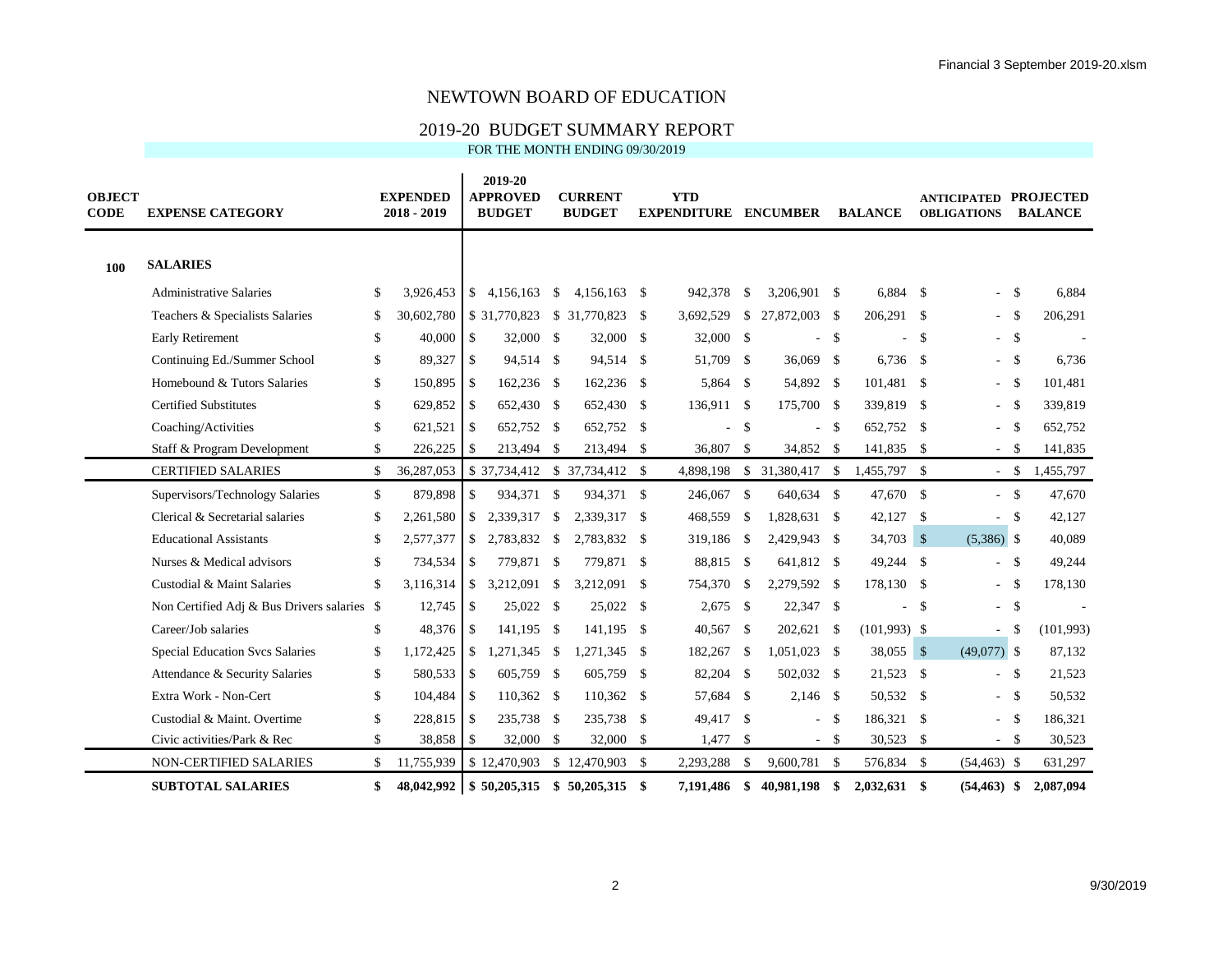# NEWTOWN BOARD OF EDUCATION

## 2019-20 BUDGET SUMMARY REPORT

FOR THE MONTH ENDING 09/30/2019

| OBJECT CODE | EXPENSE CATEGORY | EXPENDED 2018 - 2019 | 2019-20 APPROVED BUDGET | CURRENT BUDGET | YTD EXPENDITURE | ENCUMBER | BALANCE | ANTICIPATED OBLIGATIONS | PROJECTED BALANCE |
|---|---|---|---|---|---|---|---|---|---|
| **100** | **SALARIES** | | | | | | | | |
| | Administrative Salaries | $ 3,926,453 | $ 4,156,163 | $ 4,156,163 | $ 942,378 | $ 3,206,901 | $ 6,884 | $ - | $ 6,884 |
| | Teachers & Specialists Salaries | $ 30,602,780 | $ 31,770,823 | $ 31,770,823 | $ 3,692,529 | $ 27,872,003 | $ 206,291 | $ - | $ 206,291 |
| | Early Retirement | $ 40,000 | $ 32,000 | $ 32,000 | $ 32,000 | $ - | $ - | $ - | $ - |
| | Continuing Ed./Summer School | $ 89,327 | $ 94,514 | $ 94,514 | $ 51,709 | $ 36,069 | $ 6,736 | $ - | $ 6,736 |
| | Homebound & Tutors Salaries | $ 150,895 | $ 162,236 | $ 162,236 | $ 5,864 | $ 54,892 | $ 101,481 | $ - | $ 101,481 |
| | Certified Substitutes | $ 629,852 | $ 652,430 | $ 652,430 | $ 136,911 | $ 175,700 | $ 339,819 | $ - | $ 339,819 |
| | Coaching/Activities | $ 621,521 | $ 652,752 | $ 652,752 | $ - | $ - | $ 652,752 | $ - | $ 652,752 |
| | Staff & Program Development | $ 226,225 | $ 213,494 | $ 213,494 | $ 36,807 | $ 34,852 | $ 141,835 | $ - | $ 141,835 |
| | CERTIFIED SALARIES | $ 36,287,053 | $ 37,734,412 | $ 37,734,412 | $ 4,898,198 | $ 31,380,417 | $ 1,455,797 | $ - | $ 1,455,797 |
| | Supervisors/Technology Salaries | $ 879,898 | $ 934,371 | $ 934,371 | $ 246,067 | $ 640,634 | $ 47,670 | $ - | $ 47,670 |
| | Clerical & Secretarial salaries | $ 2,261,580 | $ 2,339,317 | $ 2,339,317 | $ 468,559 | $ 1,828,631 | $ 42,127 | $ - | $ 42,127 |
| | Educational Assistants | $ 2,577,377 | $ 2,783,832 | $ 2,783,832 | $ 319,186 | $ 2,429,943 | $ 34,703 | $ (5,386) | $ 40,089 |
| | Nurses & Medical advisors | $ 734,534 | $ 779,871 | $ 779,871 | $ 88,815 | $ 641,812 | $ 49,244 | $ - | $ 49,244 |
| | Custodial & Maint Salaries | $ 3,116,314 | $ 3,212,091 | $ 3,212,091 | $ 754,370 | $ 2,279,592 | $ 178,130 | $ - | $ 178,130 |
| | Non Certified Adj & Bus Drivers salaries | $ 12,745 | $ 25,022 | $ 25,022 | $ 2,675 | $ 22,347 | $ - | $ - | $ - |
| | Career/Job salaries | $ 48,376 | $ 141,195 | $ 141,195 | $ 40,567 | $ 202,621 | $ (101,993) | $ - | $ (101,993) |
| | Special Education Svcs Salaries | $ 1,172,425 | $ 1,271,345 | $ 1,271,345 | $ 182,267 | $ 1,051,023 | $ 38,055 | $ (49,077) | $ 87,132 |
| | Attendance & Security Salaries | $ 580,533 | $ 605,759 | $ 605,759 | $ 82,204 | $ 502,032 | $ 21,523 | $ - | $ 21,523 |
| | Extra Work - Non-Cert | $ 104,484 | $ 110,362 | $ 110,362 | $ 57,684 | $ 2,146 | $ 50,532 | $ - | $ 50,532 |
| | Custodial & Maint. Overtime | $ 228,815 | $ 235,738 | $ 235,738 | $ 49,417 | $ - | $ 186,321 | $ - | $ 186,321 |
| | Civic activities/Park & Rec | $ 38,858 | $ 32,000 | $ 32,000 | $ 1,477 | $ - | $ 30,523 | $ - | $ 30,523 |
| | NON-CERTIFIED SALARIES | $ 11,755,939 | $ 12,470,903 | $ 12,470,903 | $ 2,293,288 | $ 9,600,781 | $ 576,834 | $ (54,463) | $ 631,297 |
| | **SUBTOTAL SALARIES** | **$ 48,042,992** | **$ 50,205,315** | **$ 50,205,315** | **$ 7,191,486** | **$ 40,981,198** | **$ 2,032,631** | **$ (54,463)** | **$ 2,087,094** |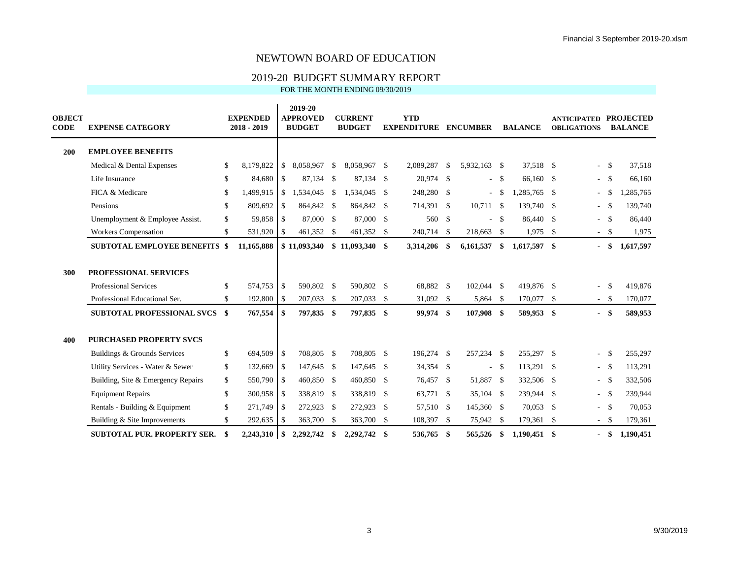# NEWTOWN BOARD OF EDUCATION

## 2019-20 BUDGET SUMMARY REPORT

FOR THE MONTH ENDING 09/30/2019

| OBJECT CODE | EXPENSE CATEGORY | EXPENDED 2018 - 2019 | 2019-20 APPROVED BUDGET | CURRENT BUDGET | YTD EXPENDITURE | ENCUMBER | BALANCE | ANTICIPATED OBLIGATIONS | PROJECTED BALANCE |
|---|---|---|---|---|---|---|---|---|---|
| **200** | **EMPLOYEE BENEFITS** | | | | | | | | |
| | Medical & Dental Expenses | $ 8,179,822 | $ 8,058,967 | $ 8,058,967 | $ 2,089,287 | $ 5,932,163 | $ 37,518 | $ - | $ 37,518 |
| | Life Insurance | $ 84,680 | $ 87,134 | $ 87,134 | $ 20,974 | $ - | $ 66,160 | $ - | $ 66,160 |
| | FICA & Medicare | $ 1,499,915 | $ 1,534,045 | $ 1,534,045 | $ 248,280 | $ - | $ 1,285,765 | $ - | $ 1,285,765 |
| | Pensions | $ 809,692 | $ 864,842 | $ 864,842 | $ 714,391 | $ 10,711 | $ 139,740 | $ - | $ 139,740 |
| | Unemployment & Employee Assist. | $ 59,858 | $ 87,000 | $ 87,000 | $ 560 | $ - | $ 86,440 | $ - | $ 86,440 |
| | Workers Compensation | $ 531,920 | $ 461,352 | $ 461,352 | $ 240,714 | $ 218,663 | $ 1,975 | $ - | $ 1,975 |
| | **SUBTOTAL EMPLOYEE BENEFITS** | **$ 11,165,888** | **$ 11,093,340** | **$ 11,093,340** | **$ 3,314,206** | **$ 6,161,537** | **$ 1,617,597** | **$ -** | **$ 1,617,597** |
| **300** | **PROFESSIONAL SERVICES** | | | | | | | | |
| | Professional Services | $ 574,753 | $ 590,802 | $ 590,802 | $ 68,882 | $ 102,044 | $ 419,876 | $ - | $ 419,876 |
| | Professional Educational Ser. | $ 192,800 | $ 207,033 | $ 207,033 | $ 31,092 | $ 5,864 | $ 170,077 | $ - | $ 170,077 |
| | **SUBTOTAL PROFESSIONAL SVCS** | **$ 767,554** | **$ 797,835** | **$ 797,835** | **$ 99,974** | **$ 107,908** | **$ 589,953** | **$ -** | **$ 589,953** |
| **400** | **PURCHASED PROPERTY SVCS** | | | | | | | | |
| | Buildings & Grounds Services | $ 694,509 | $ 708,805 | $ 708,805 | $ 196,274 | $ 257,234 | $ 255,297 | $ - | $ 255,297 |
| | Utility Services - Water & Sewer | $ 132,669 | $ 147,645 | $ 147,645 | $ 34,354 | $ - | $ 113,291 | $ - | $ 113,291 |
| | Building, Site & Emergency Repairs | $ 550,790 | $ 460,850 | $ 460,850 | $ 76,457 | $ 51,887 | $ 332,506 | $ - | $ 332,506 |
| | Equipment Repairs | $ 300,958 | $ 338,819 | $ 338,819 | $ 63,771 | $ 35,104 | $ 239,944 | $ - | $ 239,944 |
| | Rentals - Building & Equipment | $ 271,749 | $ 272,923 | $ 272,923 | $ 57,510 | $ 145,360 | $ 70,053 | $ - | $ 70,053 |
| | Building & Site Improvements | $ 292,635 | $ 363,700 | $ 363,700 | $ 108,397 | $ 75,942 | $ 179,361 | $ - | $ 179,361 |
| | **SUBTOTAL PUR. PROPERTY SER.** | **$ 2,243,310** | **$ 2,292,742** | **$ 2,292,742** | **$ 536,765** | **$ 565,526** | **$ 1,190,451** | **$ -** | **$ 1,190,451** |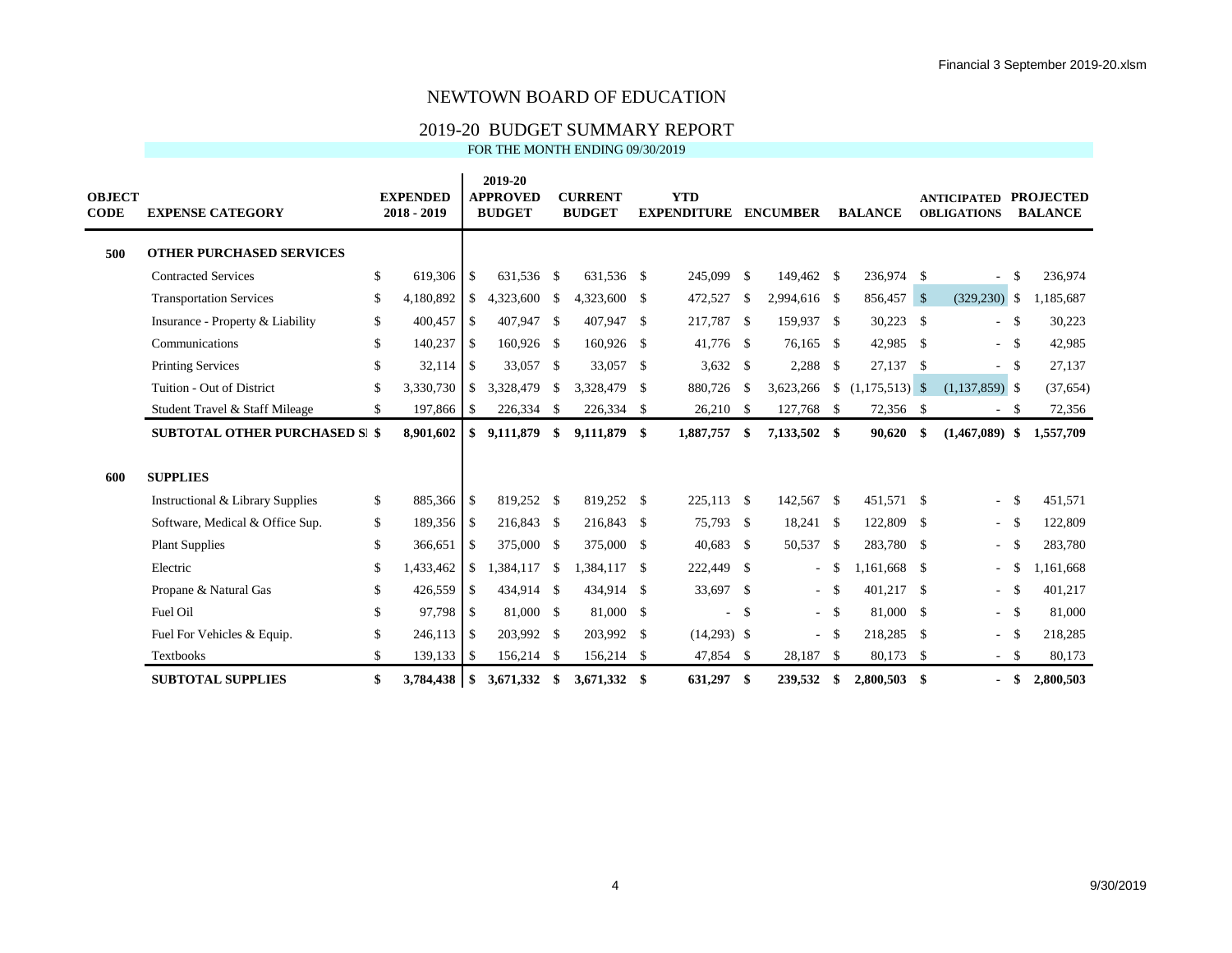# NEWTOWN BOARD OF EDUCATION

## 2019-20 BUDGET SUMMARY REPORT

FOR THE MONTH ENDING 09/30/2019

| OBJECT CODE | EXPENSE CATEGORY | EXPENDED 2018 - 2019 | 2019-20 APPROVED BUDGET | CURRENT BUDGET | YTD EXPENDITURE | ENCUMBER | BALANCE | ANTICIPATED OBLIGATIONS | PROJECTED BALANCE |
|---|---|---|---|---|---|---|---|---|---|
| **500** | **OTHER PURCHASED SERVICES** | | | | | | | | |
| | Contracted Services | $ 619,306 | $ 631,536 | $ 631,536 | $ 245,099 | $ 149,462 | $ 236,974 | $ - | $ 236,974 |
| | Transportation Services | $ 4,180,892 | $ 4,323,600 | $ 4,323,600 | $ 472,527 | $ 2,994,616 | $ 856,457 | $ (329,230) | $ 1,185,687 |
| | Insurance - Property & Liability | $ 400,457 | $ 407,947 | $ 407,947 | $ 217,787 | $ 159,937 | $ 30,223 | $ - | $ 30,223 |
| | Communications | $ 140,237 | $ 160,926 | $ 160,926 | $ 41,776 | $ 76,165 | $ 42,985 | $ - | $ 42,985 |
| | Printing Services | $ 32,114 | $ 33,057 | $ 33,057 | $ 3,632 | $ 2,288 | $ 27,137 | $ - | $ 27,137 |
| | Tuition - Out of District | $ 3,330,730 | $ 3,328,479 | $ 3,328,479 | $ 880,726 | $ 3,623,266 | $ (1,175,513) | $ (1,137,859) | $ (37,654) |
| | Student Travel & Staff Mileage | $ 197,866 | $ 226,334 | $ 226,334 | $ 26,210 | $ 127,768 | $ 72,356 | $ - | $ 72,356 |
| | **SUBTOTAL OTHER PURCHASED SI** | **$ 8,901,602** | **$ 9,111,879** | **$ 9,111,879** | **$ 1,887,757** | **$ 7,133,502** | **$ 90,620** | **$ (1,467,089)** | **$ 1,557,709** |
| **600** | **SUPPLIES** | | | | | | | | |
| | Instructional & Library Supplies | $ 885,366 | $ 819,252 | $ 819,252 | $ 225,113 | $ 142,567 | $ 451,571 | $ - | $ 451,571 |
| | Software, Medical & Office Sup. | $ 189,356 | $ 216,843 | $ 216,843 | $ 75,793 | $ 18,241 | $ 122,809 | $ - | $ 122,809 |
| | Plant Supplies | $ 366,651 | $ 375,000 | $ 375,000 | $ 40,683 | $ 50,537 | $ 283,780 | $ - | $ 283,780 |
| | Electric | $ 1,433,462 | $ 1,384,117 | $ 1,384,117 | $ 222,449 | $ - | $ 1,161,668 | $ - | $ 1,161,668 |
| | Propane & Natural Gas | $ 426,559 | $ 434,914 | $ 434,914 | $ 33,697 | $ - | $ 401,217 | $ - | $ 401,217 |
| | Fuel Oil | $ 97,798 | $ 81,000 | $ 81,000 | $ - | $ - | $ 81,000 | $ - | $ 81,000 |
| | Fuel For Vehicles & Equip. | $ 246,113 | $ 203,992 | $ 203,992 | $ (14,293) | $ - | $ 218,285 | $ - | $ 218,285 |
| | Textbooks | $ 139,133 | $ 156,214 | $ 156,214 | $ 47,854 | $ 28,187 | $ 80,173 | $ - | $ 80,173 |
| | **SUBTOTAL SUPPLIES** | **$ 3,784,438** | **$ 3,671,332** | **$ 3,671,332** | **$ 631,297** | **$ 239,532** | **$ 2,800,503** | **$ -** | **$ 2,800,503** |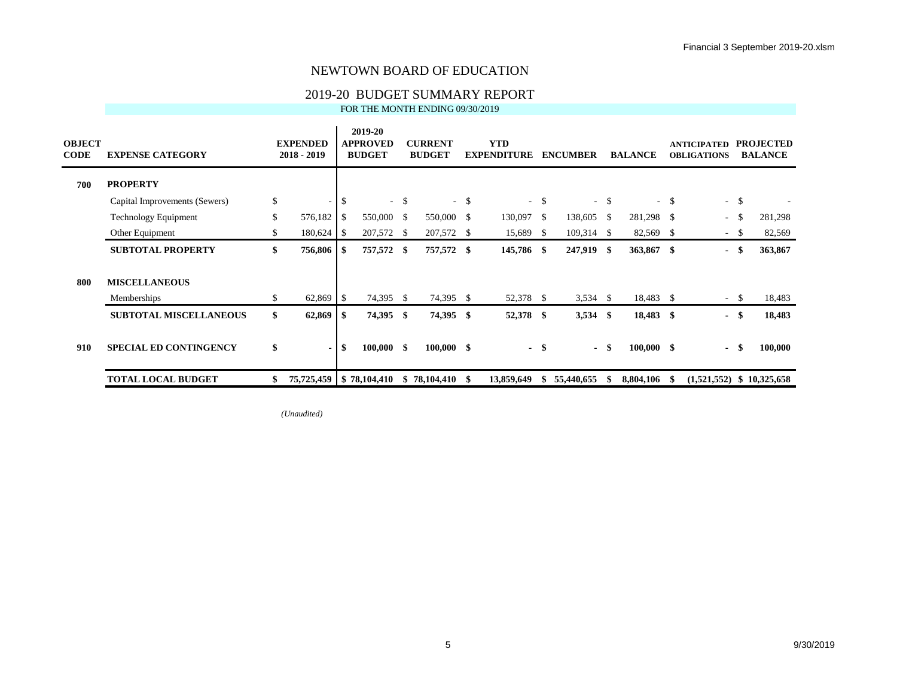# NEWTOWN BOARD OF EDUCATION

## 2019-20 BUDGET SUMMARY REPORT

FOR THE MONTH ENDING 09/30/2019

| OBJECT CODE | EXPENSE CATEGORY | EXPENDED 2018 - 2019 | 2019-20 APPROVED BUDGET | CURRENT BUDGET | YTD EXPENDITURE | ENCUMBER | BALANCE | ANTICIPATED OBLIGATIONS | PROJECTED BALANCE |
|---|---|---|---|---|---|---|---|---|---|
| **700** | **PROPERTY** | | | | | | | | |
| | Capital Improvements (Sewers) | $ - | $ - | $ - | $ - | $ - | $ - | $ - | $ - |
| | Technology Equipment | $ 576,182 | $ 550,000 | $ 550,000 | $ 130,097 | $ 138,605 | $ 281,298 | $ - | $ 281,298 |
| | Other Equipment | $ 180,624 | $ 207,572 | $ 207,572 | $ 15,689 | $ 109,314 | $ 82,569 | $ - | $ 82,569 |
| | **SUBTOTAL PROPERTY** | **$ 756,806** | **$ 757,572** | **$ 757,572** | **$ 145,786** | **$ 247,919** | **$ 363,867** | **$ -** | **$ 363,867** |
| **800** | **MISCELLANEOUS** | | | | | | | | |
| | Memberships | $ 62,869 | $ 74,395 | $ 74,395 | $ 52,378 | $ 3,534 | $ 18,483 | $ - | $ 18,483 |
| | **SUBTOTAL MISCELLANEOUS** | **$ 62,869** | **$ 74,395** | **$ 74,395** | **$ 52,378** | **$ 3,534** | **$ 18,483** | **$ -** | **$ 18,483** |
| **910** | **SPECIAL ED CONTINGENCY** | **$ -** | **$ 100,000** | **$ 100,000** | **$ -** | **$ -** | **$ 100,000** | **$ -** | **$ 100,000** |
| | **TOTAL LOCAL BUDGET** | **$ 75,725,459** | **$ 78,104,410** | **$ 78,104,410** | **$ 13,859,649** | **$ 55,440,655** | **$ 8,804,106** | **$ (1,521,552)** | **$ 10,325,658** |

*(Unaudited)*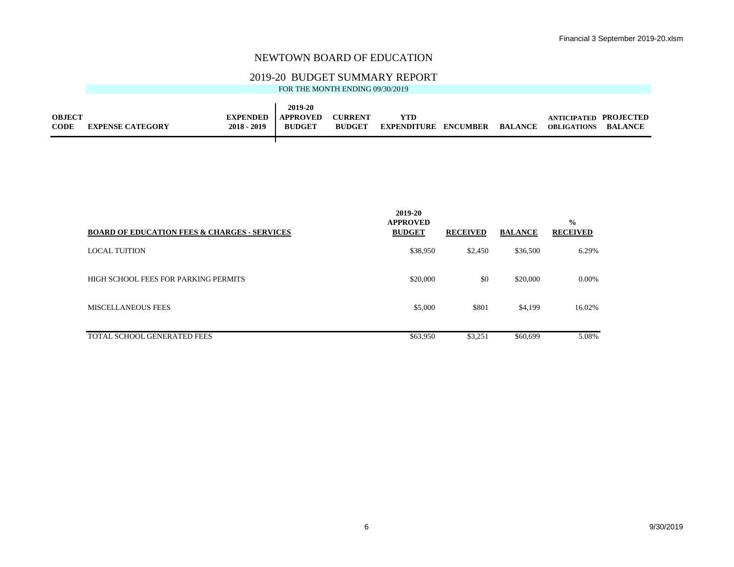# NEWTOWN BOARD OF EDUCATION

## 2019-20 BUDGET SUMMARY REPORT

FOR THE MONTH ENDING 09/30/2019

| OBJECT CODE | EXPENSE CATEGORY | EXPENDED 2018 - 2019 | 2019-20 APPROVED BUDGET | CURRENT BUDGET | YTD EXPENDITURE | ENCUMBER | BALANCE | ANTICIPATED OBLIGATIONS | PROJECTED BALANCE |
|---|---|---|---|---|---|---|---|---|---|

| BOARD OF EDUCATION FEES & CHARGES - SERVICES | 2019-20 APPROVED BUDGET | RECEIVED | BALANCE | % RECEIVED |
|---|---|---|---|---|
| LOCAL TUITION | $38,950 | $2,450 | $36,500 | 6.29% |
| HIGH SCHOOL FEES FOR PARKING PERMITS | $20,000 | $0 | $20,000 | 0.00% |
| MISCELLANEOUS FEES | $5,000 | $801 | $4,199 | 16.02% |
| TOTAL SCHOOL GENERATED FEES | $63,950 | $3,251 | $60,699 | 5.08% |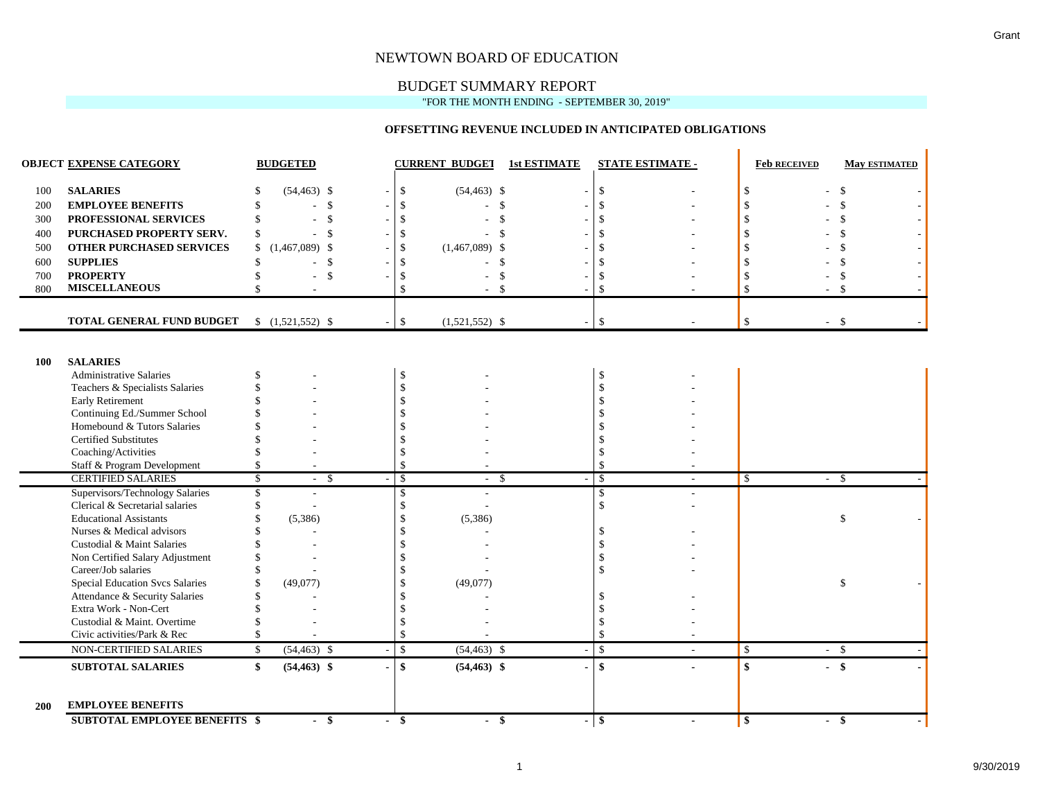# NEWTOWN BOARD OF EDUCATION

## BUDGET SUMMARY REPORT

"FOR THE MONTH ENDING - SEPTEMBER 30, 2019"

### OFFSETTING REVENUE INCLUDED IN ANTICIPATED OBLIGATIONS

| OBJECT | EXPENSE CATEGORY | BUDGETED | | CURRENT BUDGET | 1st ESTIMATE | STATE ESTIMATE - | Feb RECEIVED | May ESTIMATED |
|---|---|---|---|---|---|---|---|---|
| 100 | **SALARIES** | $ (54,463) | $ - | $ (54,463) | $ - | $ - | $ - | $ - |
| 200 | **EMPLOYEE BENEFITS** | $ - | $ - | $ - | $ - | $ - | $ - | $ - |
| 300 | **PROFESSIONAL SERVICES** | $ - | $ - | $ - | $ - | $ - | $ - | $ - |
| 400 | **PURCHASED PROPERTY SERV.** | $ - | $ - | $ - | $ - | $ - | $ - | $ - |
| 500 | **OTHER PURCHASED SERVICES** | $ (1,467,089) | $ - | $ (1,467,089) | $ - | $ - | $ - | $ - |
| 600 | **SUPPLIES** | $ - | $ - | $ - | $ - | $ - | $ - | $ - |
| 700 | **PROPERTY** | $ - | $ - | $ - | $ - | $ - | $ - | $ - |
| 800 | **MISCELLANEOUS** | $ - | | $ - | $ - | $ - | $ - | $ - |
| | **TOTAL GENERAL FUND BUDGET** | $ (1,521,552) | $ - | $ (1,521,552) | $ - | $ - | $ - | $ - |
| **100** | **SALARIES** | | | | | | | |
| | Administrative Salaries | $ - | | $ - | | $ - | | |
| | Teachers & Specialists Salaries | $ - | | $ - | | $ - | | |
| | Early Retirement | $ - | | $ - | | $ - | | |
| | Continuing Ed./Summer School | $ - | | $ - | | $ - | | |
| | Homebound & Tutors Salaries | $ - | | $ - | | $ - | | |
| | Certified Substitutes | $ - | | $ - | | $ - | | |
| | Coaching/Activities | $ - | | $ - | | $ - | | |
| | Staff & Program Development | $ - | | $ - | | $ - | | |
| | CERTIFIED SALARIES | $ - | $ - | $ - | $ - | $ - | $ - | $ - |
| | Supervisors/Technology Salaries | $ - | | $ - | | $ - | | |
| | Clerical & Secretarial salaries | $ - | | $ - | | $ - | | |
| | Educational Assistants | $ (5,386) | | $ (5,386) | | | | $ - |
| | Nurses & Medical advisors | $ - | | $ - | | $ - | | |
| | Custodial & Maint Salaries | $ - | | $ - | | $ - | | |
| | Non Certified Salary Adjustment | $ - | | $ - | | $ - | | |
| | Career/Job salaries | $ - | | $ - | | $ - | | |
| | Special Education Svcs Salaries | $ (49,077) | | $ (49,077) | | | | $ - |
| | Attendance & Security Salaries | $ - | | $ - | | $ - | | |
| | Extra Work - Non-Cert | $ - | | $ - | | $ - | | |
| | Custodial & Maint. Overtime | $ - | | $ - | | $ - | | |
| | Civic activities/Park & Rec | $ - | | $ - | | $ - | | |
| | NON-CERTIFIED SALARIES | $ (54,463) | $ - | $ (54,463) | $ - | $ - | $ - | $ - |
| | **SUBTOTAL SALARIES** | **$ (54,463)** | **$ -** | **$ (54,463)** | **$ -** | **$ -** | **$ -** | **$ -** |
| **200** | **EMPLOYEE BENEFITS** | | | | | | | |
| | **SUBTOTAL EMPLOYEE BENEFITS** | **$ -** | **$ -** | **$ -** | **$ -** | **$ -** | **$ -** | **$ -** |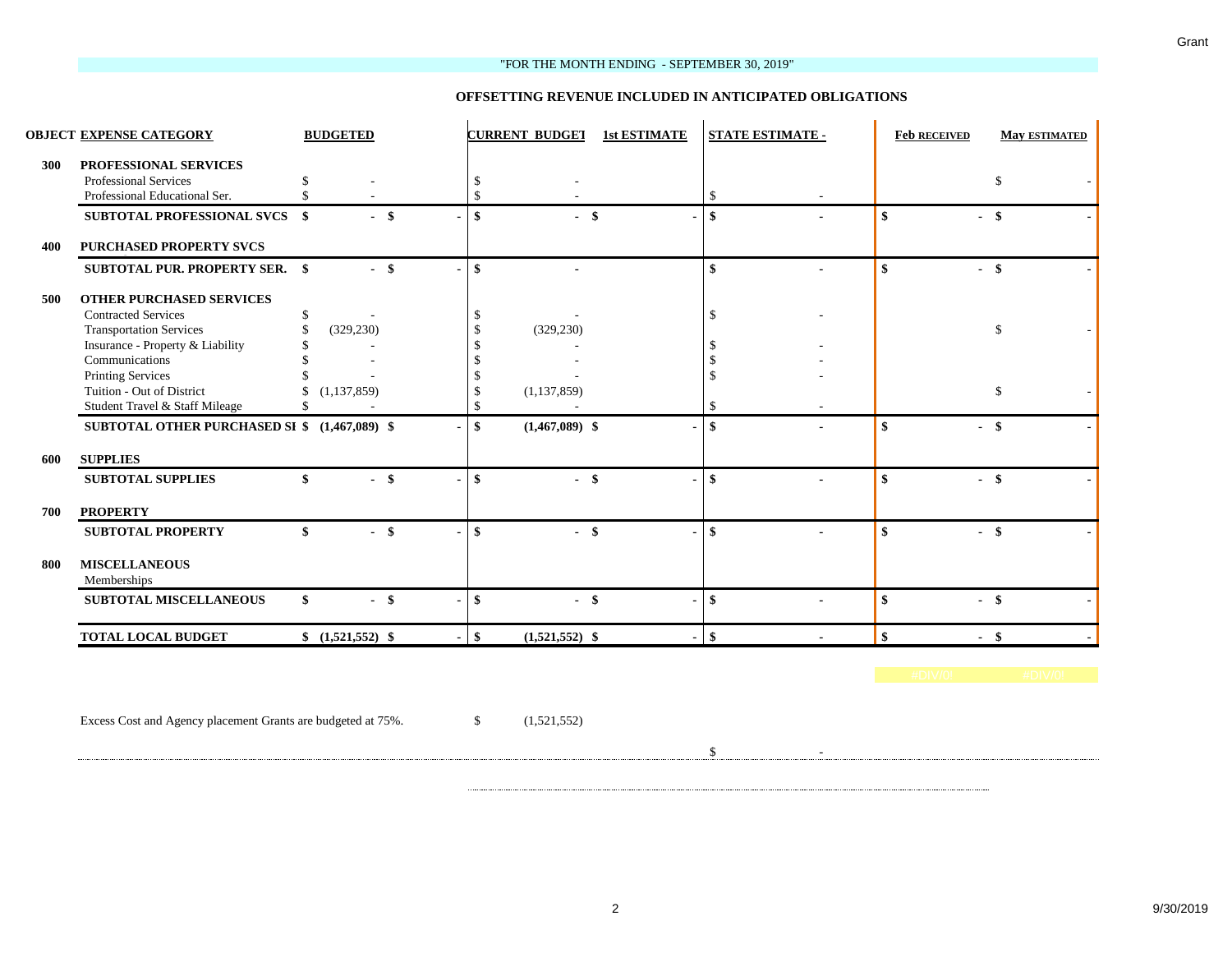"FOR THE MONTH ENDING - SEPTEMBER 30, 2019"

## OFFSETTING REVENUE INCLUDED IN ANTICIPATED OBLIGATIONS

| OBJECT | EXPENSE CATEGORY | BUDGETED | | CURRENT BUDGET | 1st ESTIMATE | STATE ESTIMATE - | Feb RECEIVED | May ESTIMATED |
|---|---|---|---|---|---|---|---|---|
| 300 | **PROFESSIONAL SERVICES** | | | | | | | |
| | Professional Services | $ - | | $ - | | | | $ - |
| | Professional Educational Ser. | $ - | | $ - | | $ - | | |
| | **SUBTOTAL PROFESSIONAL SVCS** | **$ -** | **$ -** | **$ -** | **$ -** | **$ -** | **$ -** | **$ -** |
| 400 | **PURCHASED PROPERTY SVCS** | | | | | | | |
| | **SUBTOTAL PUR. PROPERTY SER.** | **$ -** | **$ -** | **$ -** | | **$ -** | **$ -** | **$ -** |
| 500 | **OTHER PURCHASED SERVICES** | | | | | | | |
| | Contracted Services | $ - | | $ - | | $ - | | |
| | Transportation Services | $ (329,230) | | $ (329,230) | | | | $ - |
| | Insurance - Property & Liability | $ - | | $ - | | $ - | | |
| | Communications | $ - | | $ - | | $ - | | |
| | Printing Services | $ - | | $ - | | $ - | | |
| | Tuition - Out of District | $ (1,137,859) | | $ (1,137,859) | | | | $ - |
| | Student Travel & Staff Mileage | $ - | | $ - | | $ - | | |
| | **SUBTOTAL OTHER PURCHASED SI** | **$ (1,467,089)** | **$ -** | **$ (1,467,089)** | **$ -** | **$ -** | **$ -** | **$ -** |
| 600 | **SUPPLIES** | | | | | | | |
| | **SUBTOTAL SUPPLIES** | **$ -** | **$ -** | **$ -** | **$ -** | **$ -** | **$ -** | **$ -** |
| 700 | **PROPERTY** | | | | | | | |
| | **SUBTOTAL PROPERTY** | **$ -** | **$ -** | **$ -** | **$ -** | **$ -** | **$ -** | **$ -** |
| 800 | **MISCELLANEOUS** | | | | | | | |
| | Memberships | | | | | | | |
| | **SUBTOTAL MISCELLANEOUS** | **$ -** | **$ -** | **$ -** | **$ -** | **$ -** | **$ -** | **$ -** |
| | **TOTAL LOCAL BUDGET** | **$ (1,521,552)** | **$ -** | **$ (1,521,552)** | **$ -** | **$ -** | **$ -** | **$ -** |
| | | | | | | | #DIV/0! | #DIV/0! |

Excess Cost and Agency placement Grants are budgeted at 75%. $ (1,521,552)

$ -